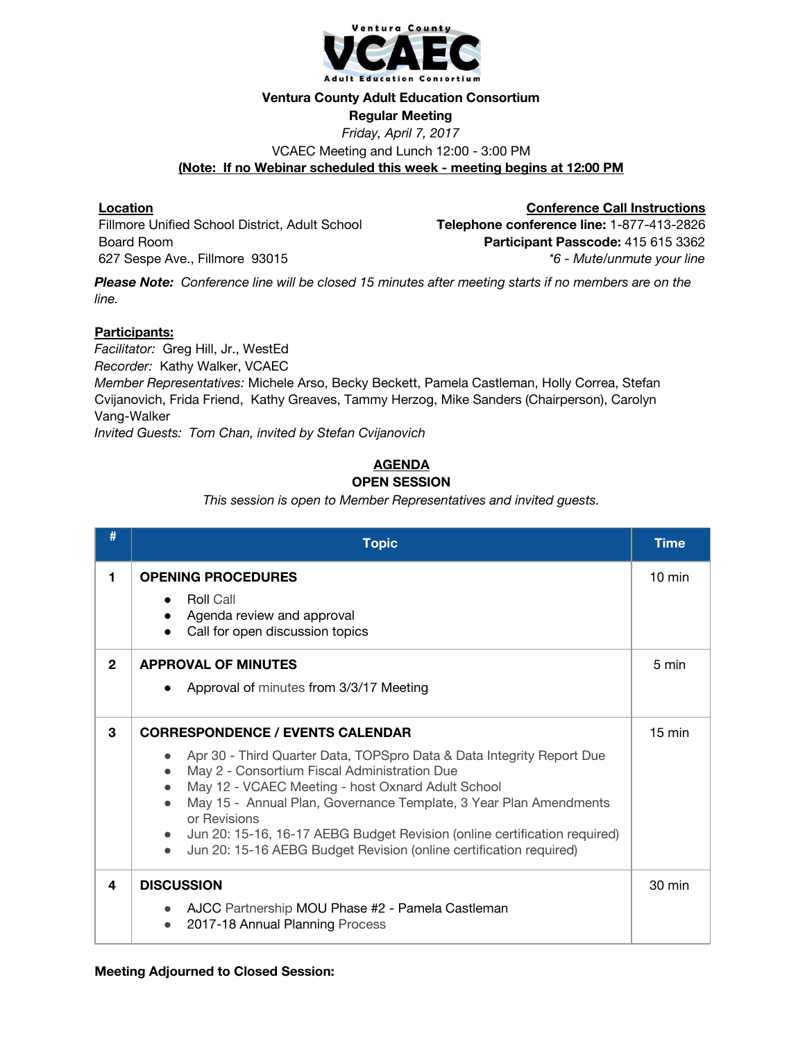Ventura County **VCAEC** Adult Education Consortium

**Ventura County Adult Education Consortium**

**Regular Meeting**

*Friday, April 7, 2017*

VCAEC Meeting and Lunch 12:00 - 3:00 PM

**(Note: If no Webinar scheduled this week - meeting begins at 12:00 PM**

**Location**

Fillmore Unified School District, Adult School
Board Room
627 Sespe Ave., Fillmore 93015

**Conference Call Instructions**

**Telephone conference line:** 1-877-413-2826
**Participant Passcode:** 415 615 3362
*\*6 - Mute/unmute your line*

***Please Note:*** *Conference line will be closed 15 minutes after meeting starts if no members are on the line.*

**Participants:**

*Facilitator:* Greg Hill, Jr., WestEd
*Recorder:* Kathy Walker, VCAEC
*Member Representatives:* Michele Arso, Becky Beckett, Pamela Castleman, Holly Correa, Stefan Cvijanovich, Frida Friend, Kathy Greaves, Tammy Herzog, Mike Sanders (Chairperson), Carolyn Vang-Walker
*Invited Guests: Tom Chan, invited by Stefan Cvijanovich*

## AGENDA

### OPEN SESSION

*This session is open to Member Representatives and invited guests.*

| # | Topic | Time |
|---|---|---|
| **1** | **OPENING PROCEDURES**<br>● Roll Call<br>● Agenda review and approval<br>● Call for open discussion topics | 10 min |
| **2** | **APPROVAL OF MINUTES**<br>● Approval of minutes from 3/3/17 Meeting | 5 min |
| **3** | **CORRESPONDENCE / EVENTS CALENDAR**<br>● Apr 30 - Third Quarter Data, TOPSpro Data & Data Integrity Report Due<br>● May 2 - Consortium Fiscal Administration Due<br>● May 12 - VCAEC Meeting - host Oxnard Adult School<br>● May 15 - Annual Plan, Governance Template, 3 Year Plan Amendments or Revisions<br>● Jun 20: 15-16, 16-17 AEBG Budget Revision (online certification required)<br>● Jun 20: 15-16 AEBG Budget Revision (online certification required) | 15 min |
| **4** | **DISCUSSION**<br>● AJCC Partnership MOU Phase #2 - Pamela Castleman<br>● 2017-18 Annual Planning Process | 30 min |

**Meeting Adjourned to Closed Session:**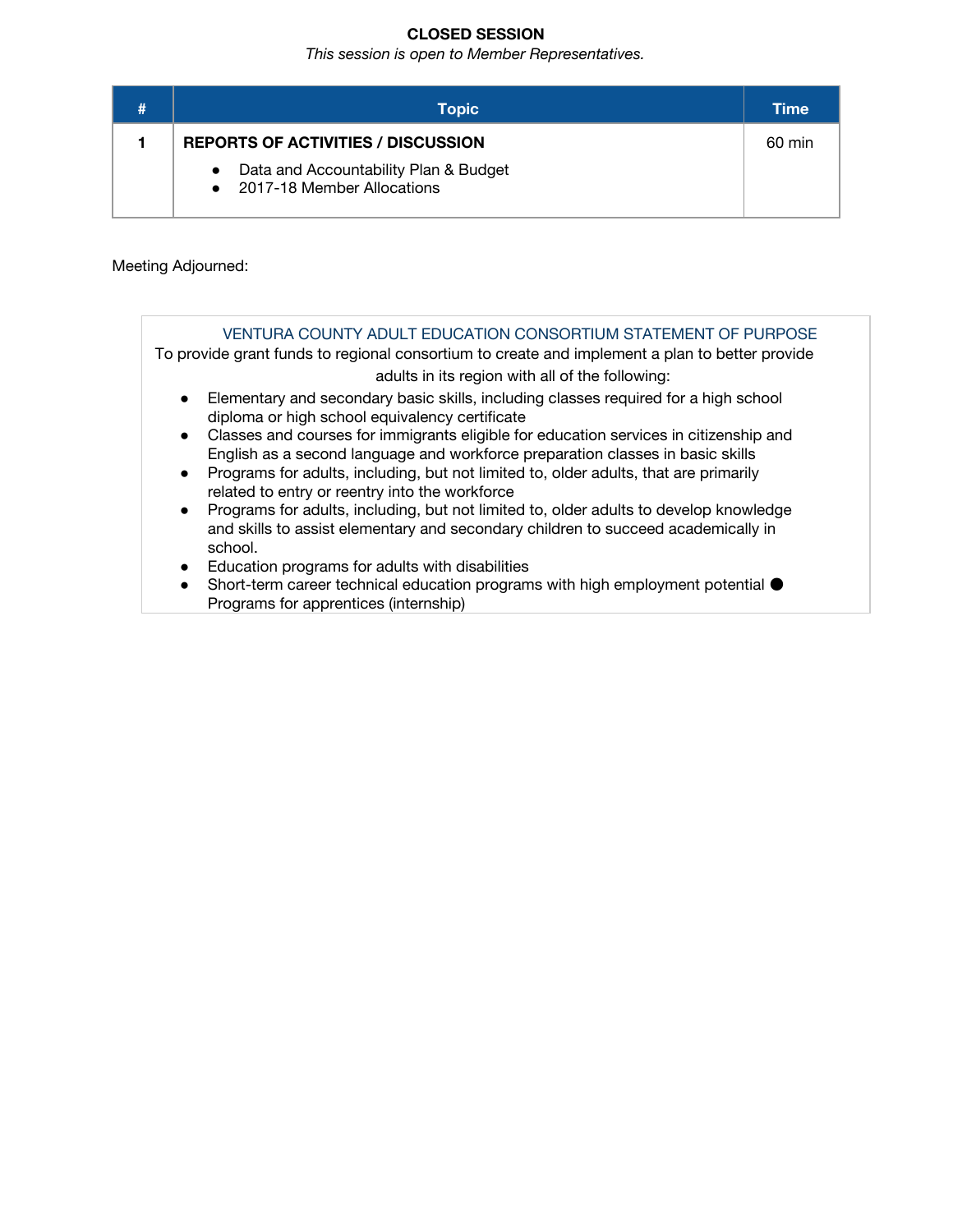**CLOSED SESSION**

*This session is open to Member Representatives.*

| # | Topic | Time |
|---|---|---|
| 1 | **REPORTS OF ACTIVITIES / DISCUSSION**<br>● Data and Accountability Plan & Budget<br>● 2017-18 Member Allocations | 60 min |

Meeting Adjourned:

VENTURA COUNTY ADULT EDUCATION CONSORTIUM STATEMENT OF PURPOSE

To provide grant funds to regional consortium to create and implement a plan to better provide adults in its region with all of the following:

- Elementary and secondary basic skills, including classes required for a high school diploma or high school equivalency certificate
- Classes and courses for immigrants eligible for education services in citizenship and English as a second language and workforce preparation classes in basic skills
- Programs for adults, including, but not limited to, older adults, that are primarily related to entry or reentry into the workforce
- Programs for adults, including, but not limited to, older adults to develop knowledge and skills to assist elementary and secondary children to succeed academically in school.
- Education programs for adults with disabilities
- Short-term career technical education programs with high employment potential
- Programs for apprentices (internship)